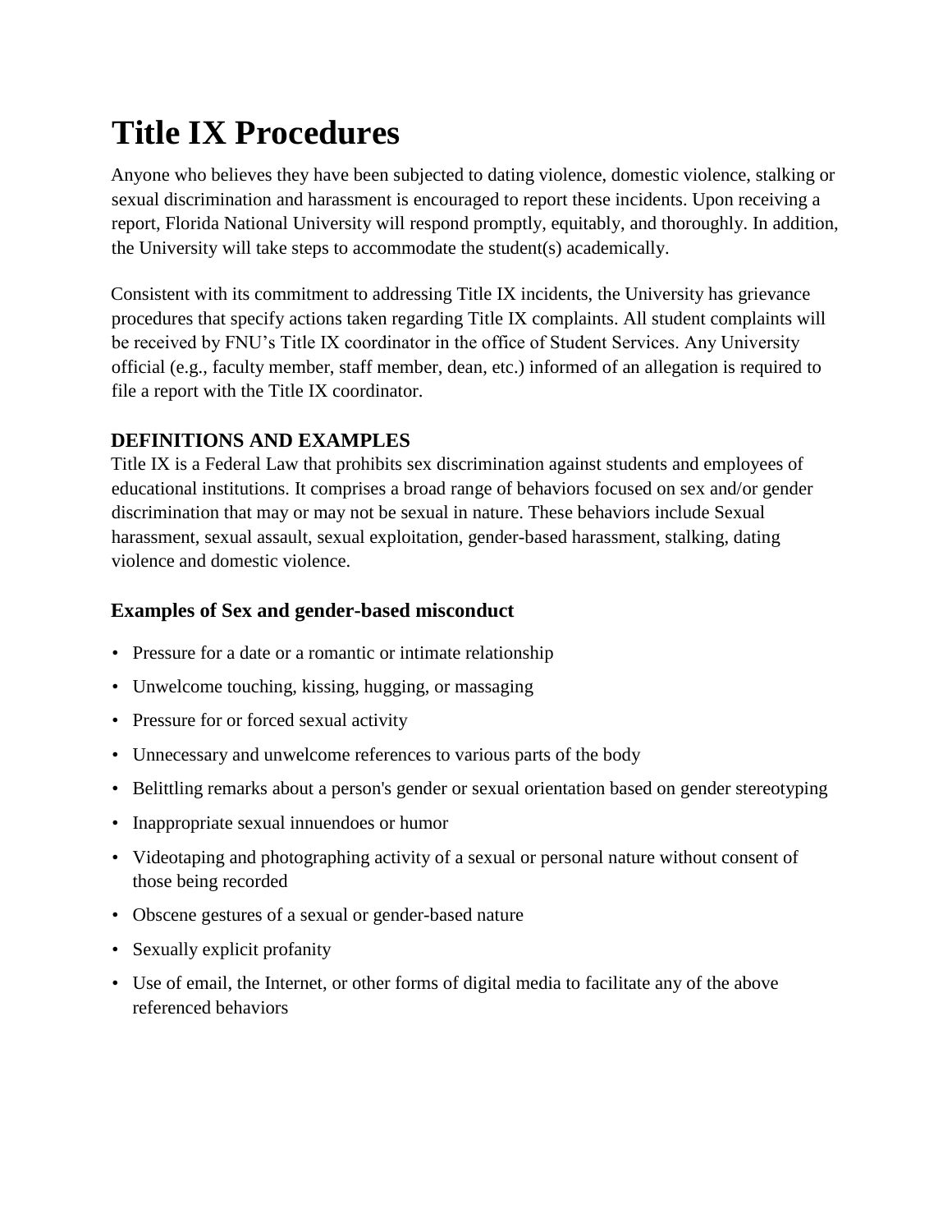# Title IX Procedures

Anyone who believes they have been subjected to dating violence, domestic violence, stalking or sexual discrimination and harassment is encouraged to report these incidents. Upon receiving a report, Florida National University will respond promptly, equitably, and thoroughly. In addition, the University will take steps to accommodate the student(s) academically.

Consistent with its commitment to addressing Title IX incidents, the University has grievance procedures that specify actions taken regarding Title IX complaints. All student complaints will be received by FNU's Title IX coordinator in the office of Student Services. Any University official (e.g., faculty member, staff member, dean, etc.) informed of an allegation is required to file a report with the Title IX coordinator.

### DEFINITIONS AND EXAMPLES

Title IX is a Federal Law that prohibits sex discrimination against students and employees of educational institutions. It comprises a broad range of behaviors focused on sex and/or gender discrimination that may or may not be sexual in nature. These behaviors include Sexual harassment, sexual assault, sexual exploitation, gender-based harassment, stalking, dating violence and domestic violence.

### Examples of Sex and gender-based misconduct

- Pressure for a date or a romantic or intimate relationship
- Unwelcome touching, kissing, hugging, or massaging
- Pressure for or forced sexual activity
- Unnecessary and unwelcome references to various parts of the body
- Belittling remarks about a person's gender or sexual orientation based on gender stereotyping
- Inappropriate sexual innuendoes or humor
- Videotaping and photographing activity of a sexual or personal nature without consent of those being recorded
- Obscene gestures of a sexual or gender-based nature
- Sexually explicit profanity
- Use of email, the Internet, or other forms of digital media to facilitate any of the above referenced behaviors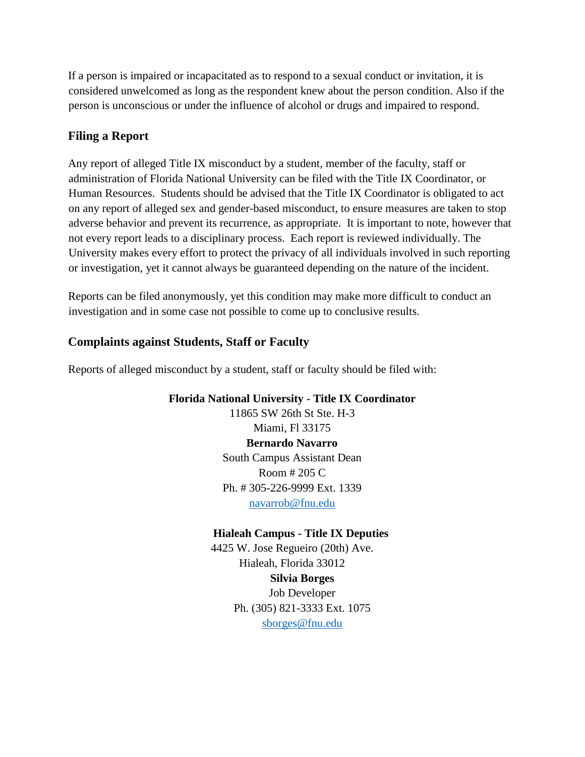If a person is impaired or incapacitated as to respond to a sexual conduct or invitation, it is considered unwelcomed as long as the respondent knew about the person condition. Also if the person is unconscious or under the influence of alcohol or drugs and impaired to respond.

## Filing a Report

Any report of alleged Title IX misconduct by a student, member of the faculty, staff or administration of Florida National University can be filed with the Title IX Coordinator, or Human Resources. Students should be advised that the Title IX Coordinator is obligated to act on any report of alleged sex and gender-based misconduct, to ensure measures are taken to stop adverse behavior and prevent its recurrence, as appropriate. It is important to note, however that not every report leads to a disciplinary process. Each report is reviewed individually. The University makes every effort to protect the privacy of all individuals involved in such reporting or investigation, yet it cannot always be guaranteed depending on the nature of the incident.

Reports can be filed anonymously, yet this condition may make more difficult to conduct an investigation and in some case not possible to come up to conclusive results.

## Complaints against Students, Staff or Faculty

Reports of alleged misconduct by a student, staff or faculty should be filed with:

**Florida National University - Title IX Coordinator**
11865 SW 26th St Ste. H-3
Miami, Fl 33175
**Bernardo Navarro**
South Campus Assistant Dean
Room # 205 C
Ph. # 305-226-9999 Ext. 1339
navarrob@fnu.edu

**Hialeah Campus - Title IX Deputies**
4425 W. Jose Regueiro (20th) Ave.
Hialeah, Florida 33012
**Silvia Borges**
Job Developer
Ph. (305) 821-3333 Ext. 1075
sborges@fnu.edu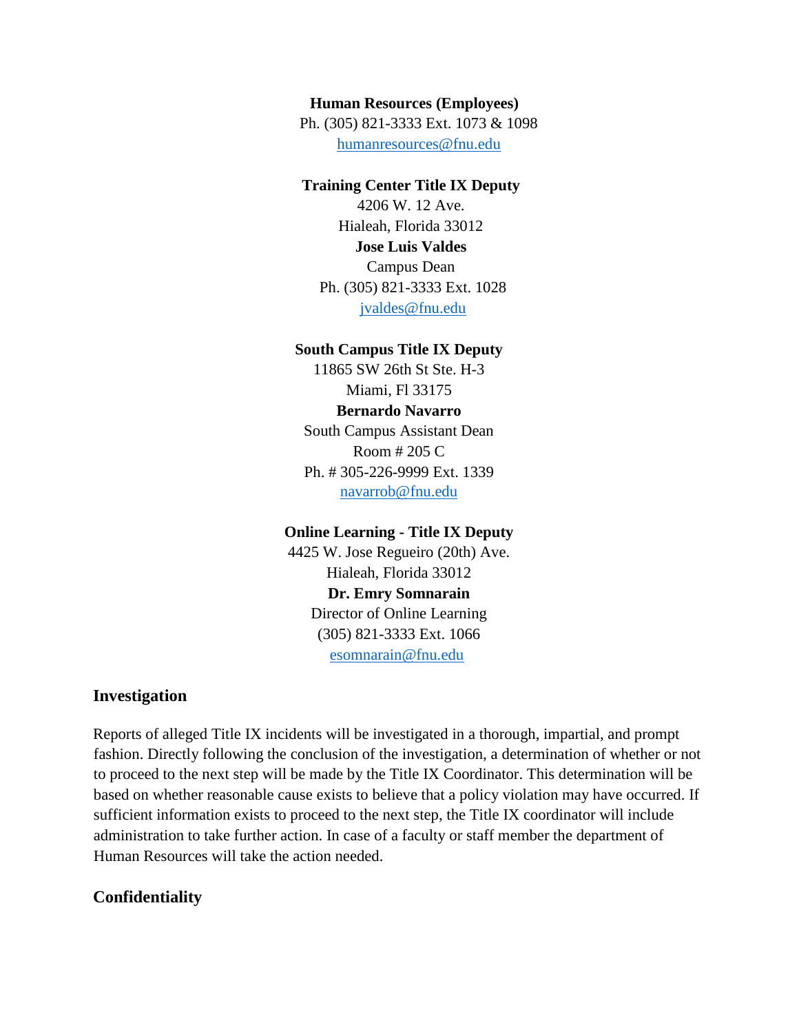**Human Resources (Employees)**
Ph. (305) 821-3333 Ext. 1073 & 1098
humanresources@fnu.edu

**Training Center Title IX Deputy**
4206 W. 12 Ave.
Hialeah, Florida 33012
**Jose Luis Valdes**
Campus Dean
Ph. (305) 821-3333 Ext. 1028
jvaldes@fnu.edu

**South Campus Title IX Deputy**
11865 SW 26th St Ste. H-3
Miami, Fl 33175
**Bernardo Navarro**
South Campus Assistant Dean
Room # 205 C
Ph. # 305-226-9999 Ext. 1339
navarrob@fnu.edu

**Online Learning - Title IX Deputy**
4425 W. Jose Regueiro (20th) Ave.
Hialeah, Florida 33012
**Dr. Emry Somnarain**
Director of Online Learning
(305) 821-3333 Ext. 1066
esomnarain@fnu.edu

## Investigation

Reports of alleged Title IX incidents will be investigated in a thorough, impartial, and prompt fashion. Directly following the conclusion of the investigation, a determination of whether or not to proceed to the next step will be made by the Title IX Coordinator. This determination will be based on whether reasonable cause exists to believe that a policy violation may have occurred. If sufficient information exists to proceed to the next step, the Title IX coordinator will include administration to take further action. In case of a faculty or staff member the department of Human Resources will take the action needed.

## Confidentiality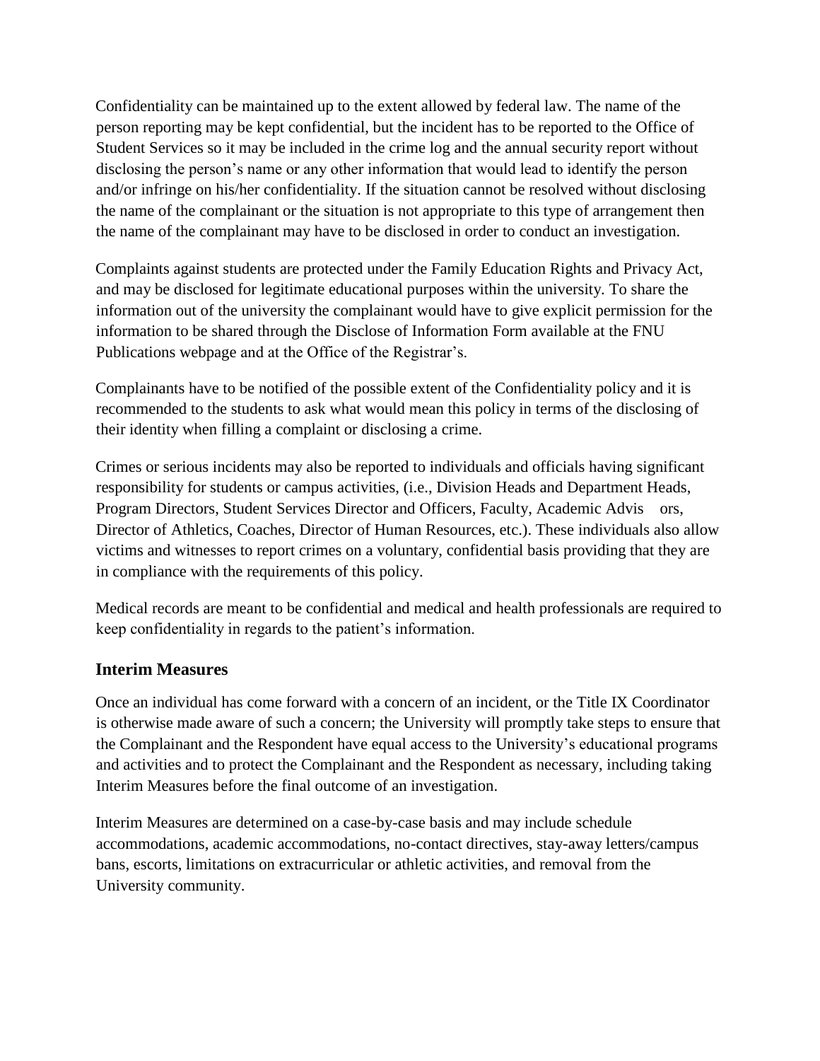Confidentiality can be maintained up to the extent allowed by federal law. The name of the person reporting may be kept confidential, but the incident has to be reported to the Office of Student Services so it may be included in the crime log and the annual security report without disclosing the person's name or any other information that would lead to identify the person and/or infringe on his/her confidentiality. If the situation cannot be resolved without disclosing the name of the complainant or the situation is not appropriate to this type of arrangement then the name of the complainant may have to be disclosed in order to conduct an investigation.

Complaints against students are protected under the Family Education Rights and Privacy Act, and may be disclosed for legitimate educational purposes within the university. To share the information out of the university the complainant would have to give explicit permission for the information to be shared through the Disclose of Information Form available at the FNU Publications webpage and at the Office of the Registrar's.

Complainants have to be notified of the possible extent of the Confidentiality policy and it is recommended to the students to ask what would mean this policy in terms of the disclosing of their identity when filling a complaint or disclosing a crime.

Crimes or serious incidents may also be reported to individuals and officials having significant responsibility for students or campus activities, (i.e., Division Heads and Department Heads, Program Directors, Student Services Director and Officers, Faculty, Academic Advis ors, Director of Athletics, Coaches, Director of Human Resources, etc.). These individuals also allow victims and witnesses to report crimes on a voluntary, confidential basis providing that they are in compliance with the requirements of this policy.

Medical records are meant to be confidential and medical and health professionals are required to keep confidentiality in regards to the patient's information.

## Interim Measures

Once an individual has come forward with a concern of an incident, or the Title IX Coordinator is otherwise made aware of such a concern; the University will promptly take steps to ensure that the Complainant and the Respondent have equal access to the University's educational programs and activities and to protect the Complainant and the Respondent as necessary, including taking Interim Measures before the final outcome of an investigation.

Interim Measures are determined on a case-by-case basis and may include schedule accommodations, academic accommodations, no-contact directives, stay-away letters/campus bans, escorts, limitations on extracurricular or athletic activities, and removal from the University community.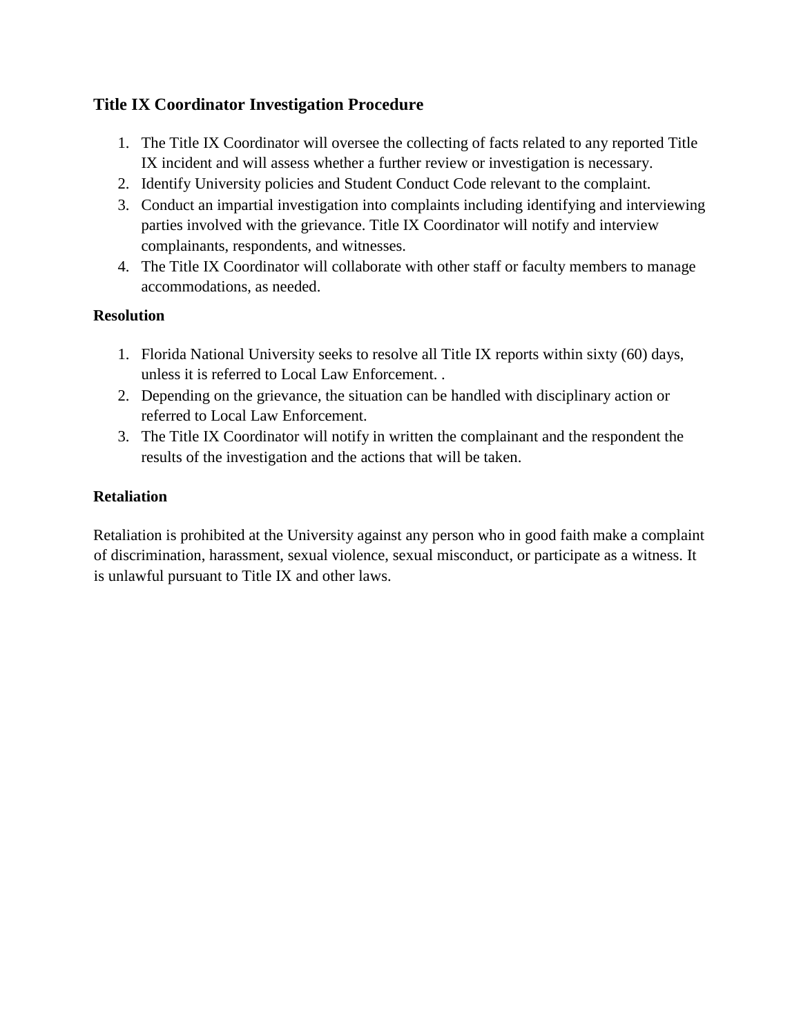### Title IX Coordinator Investigation Procedure

1. The Title IX Coordinator will oversee the collecting of facts related to any reported Title IX incident and will assess whether a further review or investigation is necessary.
2. Identify University policies and Student Conduct Code relevant to the complaint.
3. Conduct an impartial investigation into complaints including identifying and interviewing parties involved with the grievance. Title IX Coordinator will notify and interview complainants, respondents, and witnesses.
4. The Title IX Coordinator will collaborate with other staff or faculty members to manage accommodations, as needed.

**Resolution**

1. Florida National University seeks to resolve all Title IX reports within sixty (60) days, unless it is referred to Local Law Enforcement. .
2. Depending on the grievance, the situation can be handled with disciplinary action or referred to Local Law Enforcement.
3. The Title IX Coordinator will notify in written the complainant and the respondent the results of the investigation and the actions that will be taken.

**Retaliation**

Retaliation is prohibited at the University against any person who in good faith make a complaint of discrimination, harassment, sexual violence, sexual misconduct, or participate as a witness. It is unlawful pursuant to Title IX and other laws.